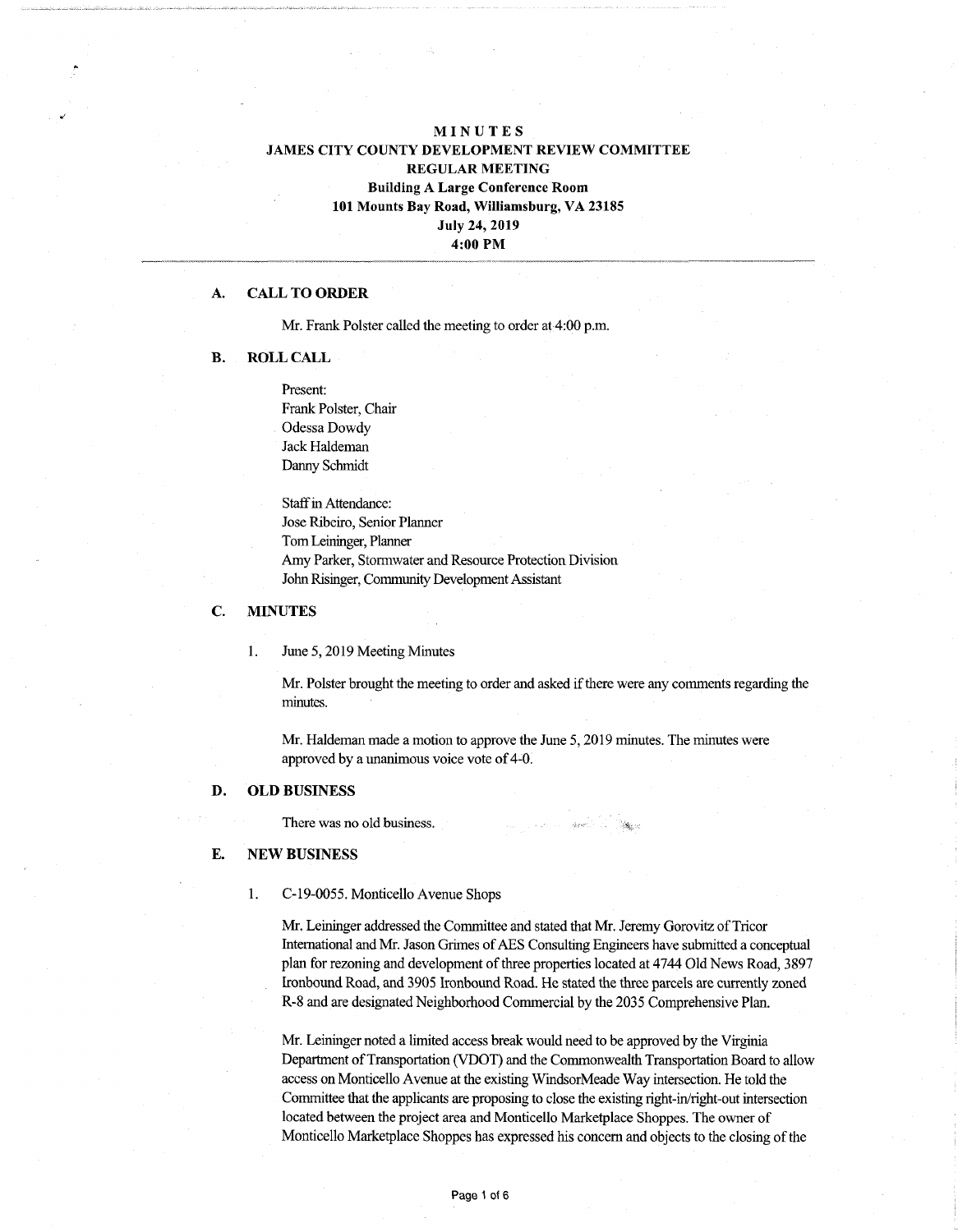# MINUTES
## JAMES CITY COUNTY DEVELOPMENT REVIEW COMMITTEE
## REGULAR MEETING

**Building A Large Conference Room**
**101 Mounts Bay Road, Williamsburg, VA 23185**
**July 24, 2019**
**4:00 PM**

---

### A. CALL TO ORDER

Mr. Frank Polster called the meeting to order at 4:00 p.m.

### B. ROLL CALL

Present:
Frank Polster, Chair
Odessa Dowdy
Jack Haldeman
Danny Schmidt

Staff in Attendance:
Jose Ribeiro, Senior Planner
Tom Leininger, Planner
Amy Parker, Stormwater and Resource Protection Division
John Risinger, Community Development Assistant

### C. MINUTES

1. June 5, 2019 Meeting Minutes

Mr. Polster brought the meeting to order and asked if there were any comments regarding the minutes.

Mr. Haldeman made a motion to approve the June 5, 2019 minutes. The minutes were approved by a unanimous voice vote of 4-0.

### D. OLD BUSINESS

There was no old business.

### E. NEW BUSINESS

1. C-19-0055. Monticello Avenue Shops

Mr. Leininger addressed the Committee and stated that Mr. Jeremy Gorovitz of Tricor International and Mr. Jason Grimes of AES Consulting Engineers have submitted a conceptual plan for rezoning and development of three properties located at 4744 Old News Road, 3897 Ironbound Road, and 3905 Ironbound Road. He stated the three parcels are currently zoned R-8 and are designated Neighborhood Commercial by the 2035 Comprehensive Plan.

Mr. Leininger noted a limited access break would need to be approved by the Virginia Department of Transportation (VDOT) and the Commonwealth Transportation Board to allow access on Monticello Avenue at the existing WindsorMeade Way intersection. He told the Committee that the applicants are proposing to close the existing right-in/right-out intersection located between the project area and Monticello Marketplace Shoppes. The owner of Monticello Marketplace Shoppes has expressed his concern and objects to the closing of the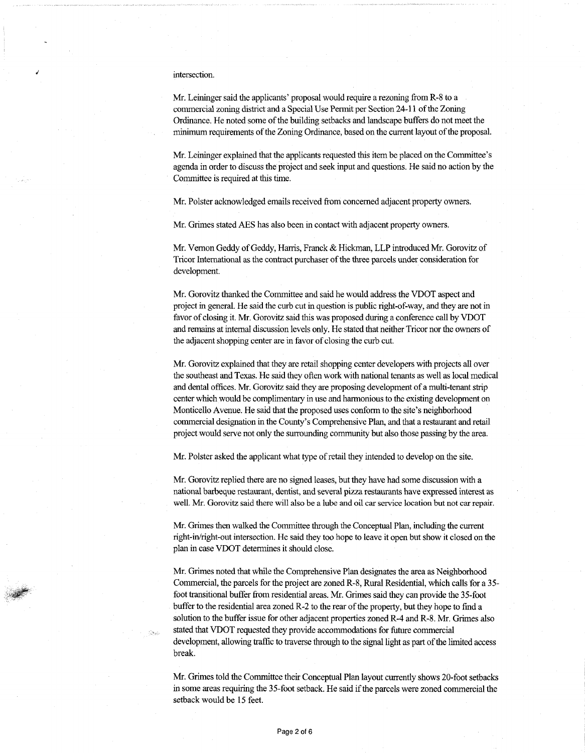intersection.

Mr. Leininger said the applicants' proposal would require a rezoning from R-8 to a commercial zoning district and a Special Use Permit per Section 24-11 of the Zoning Ordinance. He noted some of the building setbacks and landscape buffers do not meet the minimum requirements of the Zoning Ordinance, based on the current layout of the proposal.

Mr. Leininger explained that the applicants requested this item be placed on the Committee's agenda in order to discuss the project and seek input and questions. He said no action by the Committee is required at this time.

Mr. Polster acknowledged emails received from concerned adjacent property owners.

Mr. Grimes stated AES has also been in contact with adjacent property owners.

Mr. Vernon Geddy of Geddy, Harris, Franck & Hickman, LLP introduced Mr. Gorovitz of Tricor International as the contract purchaser of the three parcels under consideration for development.

Mr. Gorovitz thanked the Committee and said he would address the VDOT aspect and project in general. He said the curb cut in question is public right-of-way, and they are not in favor of closing it. Mr. Gorovitz said this was proposed during a conference call by VDOT and remains at internal discussion levels only. He stated that neither Tricor nor the owners of the adjacent shopping center are in favor of closing the curb cut.

Mr. Gorovitz explained that they are retail shopping center developers with projects all over the southeast and Texas. He said they often work with national tenants as well as local medical and dental offices. Mr. Gorovitz said they are proposing development of a multi-tenant strip center which would be complimentary in use and harmonious to the existing development on Monticello Avenue. He said that the proposed uses conform to the site's neighborhood commercial designation in the County's Comprehensive Plan, and that a restaurant and retail project would serve not only the surrounding community but also those passing by the area.

Mr. Polster asked the applicant what type of retail they intended to develop on the site.

Mr. Gorovitz replied there are no signed leases, but they have had some discussion with a national barbeque restaurant, dentist, and several pizza restaurants have expressed interest as well. Mr. Gorovitz said there will also be a lube and oil car service location but not car repair.

Mr. Grimes then walked the Committee through the Conceptual Plan, including the current right-in/right-out intersection. He said they too hope to leave it open but show it closed on the plan in case VDOT determines it should close.

Mr. Grimes noted that while the Comprehensive Plan designates the area as Neighborhood Commercial, the parcels for the project are zoned R-8, Rural Residential, which calls for a 35-foot transitional buffer from residential areas. Mr. Grimes said they can provide the 35-foot buffer to the residential area zoned R-2 to the rear of the property, but they hope to find a solution to the buffer issue for other adjacent properties zoned R-4 and R-8. Mr. Grimes also stated that VDOT requested they provide accommodations for future commercial development, allowing traffic to traverse through to the signal light as part of the limited access break.

Mr. Grimes told the Committee their Conceptual Plan layout currently shows 20-foot setbacks in some areas requiring the 35-foot setback. He said if the parcels were zoned commercial the setback would be 15 feet.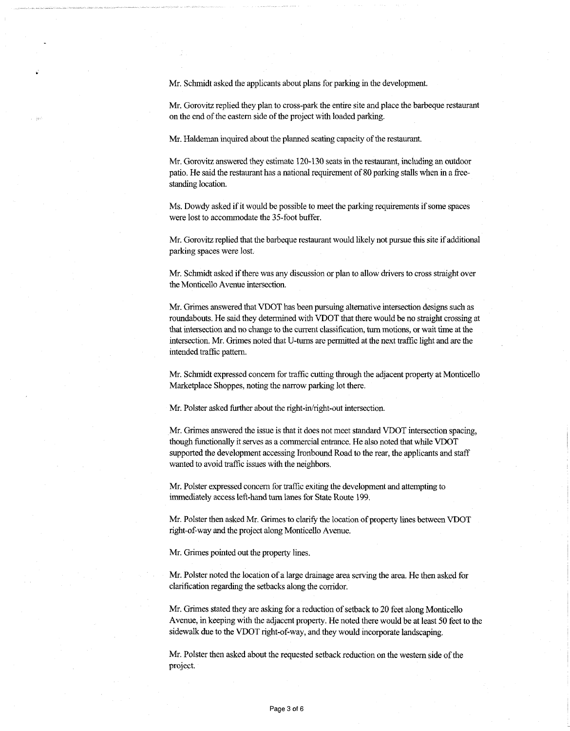Mr. Schmidt asked the applicants about plans for parking in the development.

Mr. Gorovitz replied they plan to cross-park the entire site and place the barbeque restaurant on the end of the eastern side of the project with loaded parking.

Mr. Haldeman inquired about the planned seating capacity of the restaurant.

Mr. Gorovitz answered they estimate 120-130 seats in the restaurant, including an outdoor patio. He said the restaurant has a national requirement of 80 parking stalls when in a free-standing location.

Ms. Dowdy asked if it would be possible to meet the parking requirements if some spaces were lost to accommodate the 35-foot buffer.

Mr. Gorovitz replied that the barbeque restaurant would likely not pursue this site if additional parking spaces were lost.

Mr. Schmidt asked if there was any discussion or plan to allow drivers to cross straight over the Monticello Avenue intersection.

Mr. Grimes answered that VDOT has been pursuing alternative intersection designs such as roundabouts. He said they determined with VDOT that there would be no straight crossing at that intersection and no change to the current classification, turn motions, or wait time at the intersection. Mr. Grimes noted that U-turns are permitted at the next traffic light and are the intended traffic pattern.

Mr. Schmidt expressed concern for traffic cutting through the adjacent property at Monticello Marketplace Shoppes, noting the narrow parking lot there.

Mr. Polster asked further about the right-in/right-out intersection.

Mr. Grimes answered the issue is that it does not meet standard VDOT intersection spacing, though functionally it serves as a commercial entrance. He also noted that while VDOT supported the development accessing Ironbound Road to the rear, the applicants and staff wanted to avoid traffic issues with the neighbors.

Mr. Polster expressed concern for traffic exiting the development and attempting to immediately access left-hand turn lanes for State Route 199.

Mr. Polster then asked Mr. Grimes to clarify the location of property lines between VDOT right-of-way and the project along Monticello Avenue.

Mr. Grimes pointed out the property lines.

Mr. Polster noted the location of a large drainage area serving the area. He then asked for clarification regarding the setbacks along the corridor.

Mr. Grimes stated they are asking for a reduction of setback to 20 feet along Monticello Avenue, in keeping with the adjacent property. He noted there would be at least 50 feet to the sidewalk due to the VDOT right-of-way, and they would incorporate landscaping.

Mr. Polster then asked about the requested setback reduction on the western side of the project.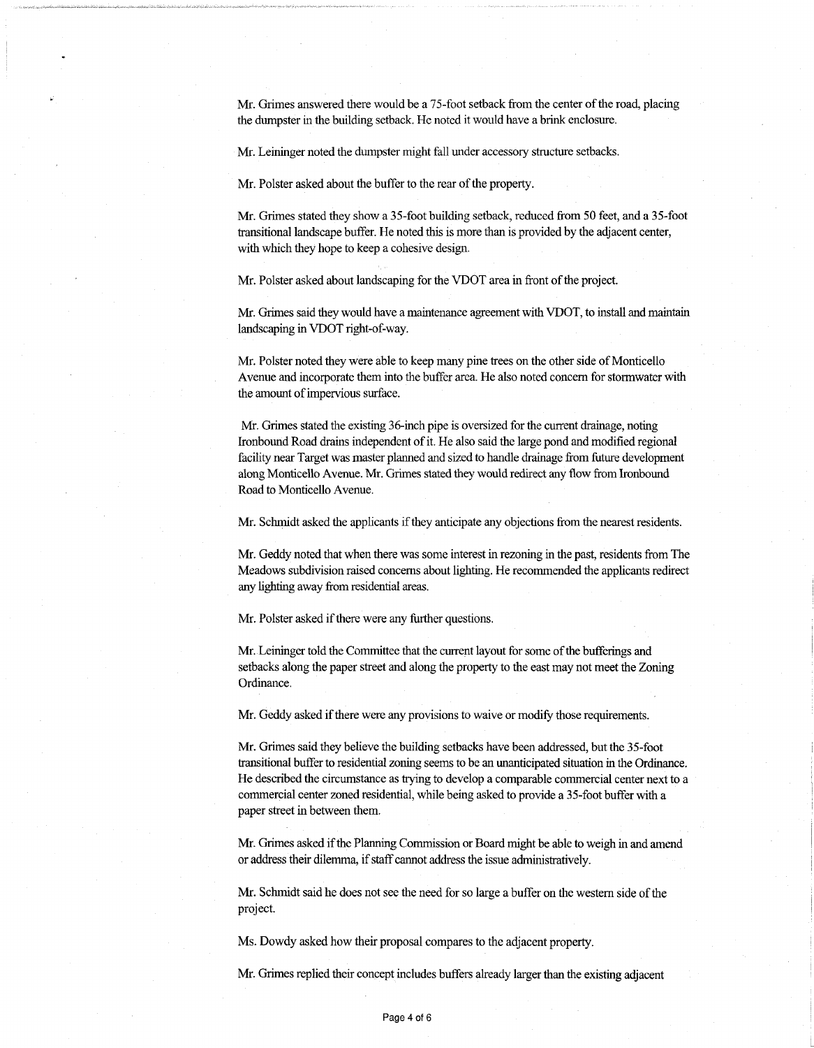Mr. Grimes answered there would be a 75-foot setback from the center of the road, placing the dumpster in the building setback. He noted it would have a brink enclosure.

Mr. Leininger noted the dumpster might fall under accessory structure setbacks.

Mr. Polster asked about the buffer to the rear of the property.

Mr. Grimes stated they show a 35-foot building setback, reduced from 50 feet, and a 35-foot transitional landscape buffer. He noted this is more than is provided by the adjacent center, with which they hope to keep a cohesive design.

Mr. Polster asked about landscaping for the VDOT area in front of the project.

Mr. Grimes said they would have a maintenance agreement with VDOT, to install and maintain landscaping in VDOT right-of-way.

Mr. Polster noted they were able to keep many pine trees on the other side of Monticello Avenue and incorporate them into the buffer area. He also noted concern for stormwater with the amount of impervious surface.

Mr. Grimes stated the existing 36-inch pipe is oversized for the current drainage, noting Ironbound Road drains independent of it. He also said the large pond and modified regional facility near Target was master planned and sized to handle drainage from future development along Monticello Avenue. Mr. Grimes stated they would redirect any flow from Ironbound Road to Monticello Avenue.

Mr. Schmidt asked the applicants if they anticipate any objections from the nearest residents.

Mr. Geddy noted that when there was some interest in rezoning in the past, residents from The Meadows subdivision raised concerns about lighting. He recommended the applicants redirect any lighting away from residential areas.

Mr. Polster asked if there were any further questions.

Mr. Leininger told the Committee that the current layout for some of the bufferings and setbacks along the paper street and along the property to the east may not meet the Zoning Ordinance.

Mr. Geddy asked if there were any provisions to waive or modify those requirements.

Mr. Grimes said they believe the building setbacks have been addressed, but the 35-foot transitional buffer to residential zoning seems to be an unanticipated situation in the Ordinance. He described the circumstance as trying to develop a comparable commercial center next to a commercial center zoned residential, while being asked to provide a 35-foot buffer with a paper street in between them.

Mr. Grimes asked if the Planning Commission or Board might be able to weigh in and amend or address their dilemma, if staff cannot address the issue administratively.

Mr. Schmidt said he does not see the need for so large a buffer on the western side of the project.

Ms. Dowdy asked how their proposal compares to the adjacent property.

Mr. Grimes replied their concept includes buffers already larger than the existing adjacent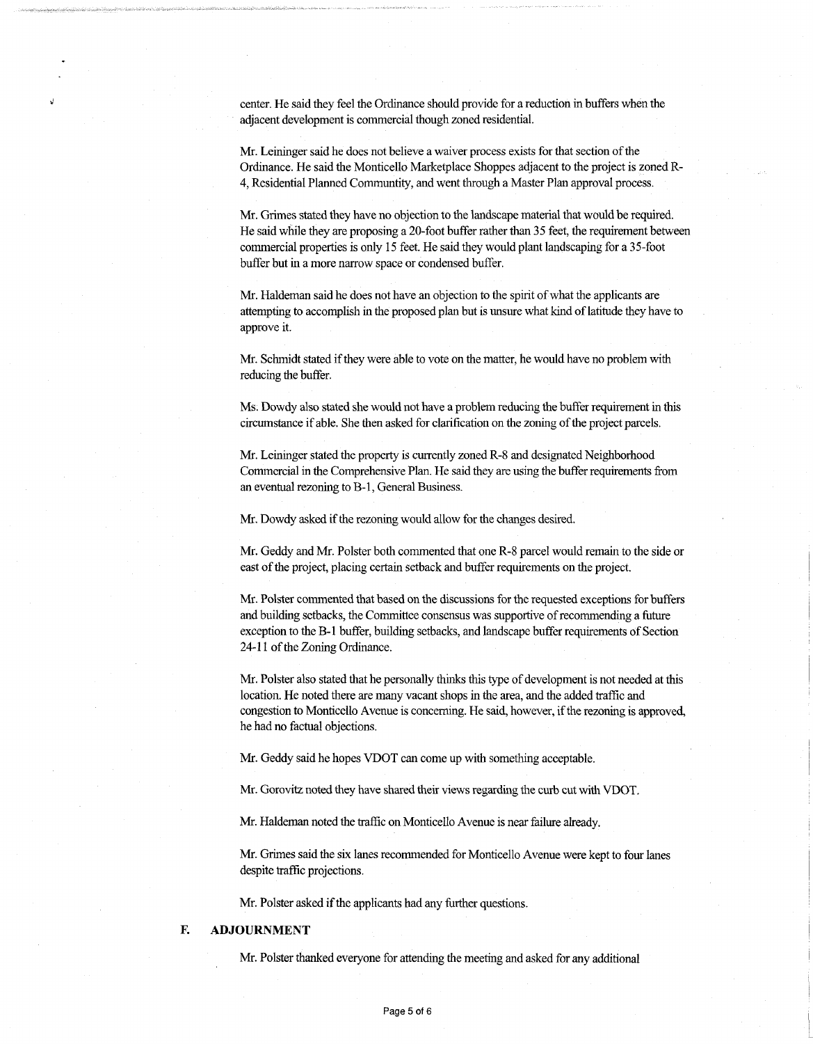center. He said they feel the Ordinance should provide for a reduction in buffers when the adjacent development is commercial though zoned residential.

Mr. Leininger said he does not believe a waiver process exists for that section of the Ordinance. He said the Monticello Marketplace Shoppes adjacent to the project is zoned R-4, Residential Planned Communtity, and went through a Master Plan approval process.

Mr. Grimes stated they have no objection to the landscape material that would be required. He said while they are proposing a 20-foot buffer rather than 35 feet, the requirement between commercial properties is only 15 feet. He said they would plant landscaping for a 35-foot buffer but in a more narrow space or condensed buffer.

Mr. Haldeman said he does not have an objection to the spirit of what the applicants are attempting to accomplish in the proposed plan but is unsure what kind of latitude they have to approve it.

Mr. Schmidt stated if they were able to vote on the matter, he would have no problem with reducing the buffer.

Ms. Dowdy also stated she would not have a problem reducing the buffer requirement in this circumstance if able. She then asked for clarification on the zoning of the project parcels.

Mr. Leininger stated the property is currently zoned R-8 and designated Neighborhood Commercial in the Comprehensive Plan. He said they are using the buffer requirements from an eventual rezoning to B-1, General Business.

Mr. Dowdy asked if the rezoning would allow for the changes desired.

Mr. Geddy and Mr. Polster both commented that one R-8 parcel would remain to the side or east of the project, placing certain setback and buffer requirements on the project.

Mr. Polster commented that based on the discussions for the requested exceptions for buffers and building setbacks, the Committee consensus was supportive of recommending a future exception to the B-1 buffer, building setbacks, and landscape buffer requirements of Section 24-11 of the Zoning Ordinance.

Mr. Polster also stated that he personally thinks this type of development is not needed at this location. He noted there are many vacant shops in the area, and the added traffic and congestion to Monticello Avenue is concerning. He said, however, if the rezoning is approved, he had no factual objections.

Mr. Geddy said he hopes VDOT can come up with something acceptable.

Mr. Gorovitz noted they have shared their views regarding the curb cut with VDOT.

Mr. Haldeman noted the traffic on Monticello Avenue is near failure already.

Mr. Grimes said the six lanes recommended for Monticello Avenue were kept to four lanes despite traffic projections.

Mr. Polster asked if the applicants had any further questions.

## F. ADJOURNMENT

Mr. Polster thanked everyone for attending the meeting and asked for any additional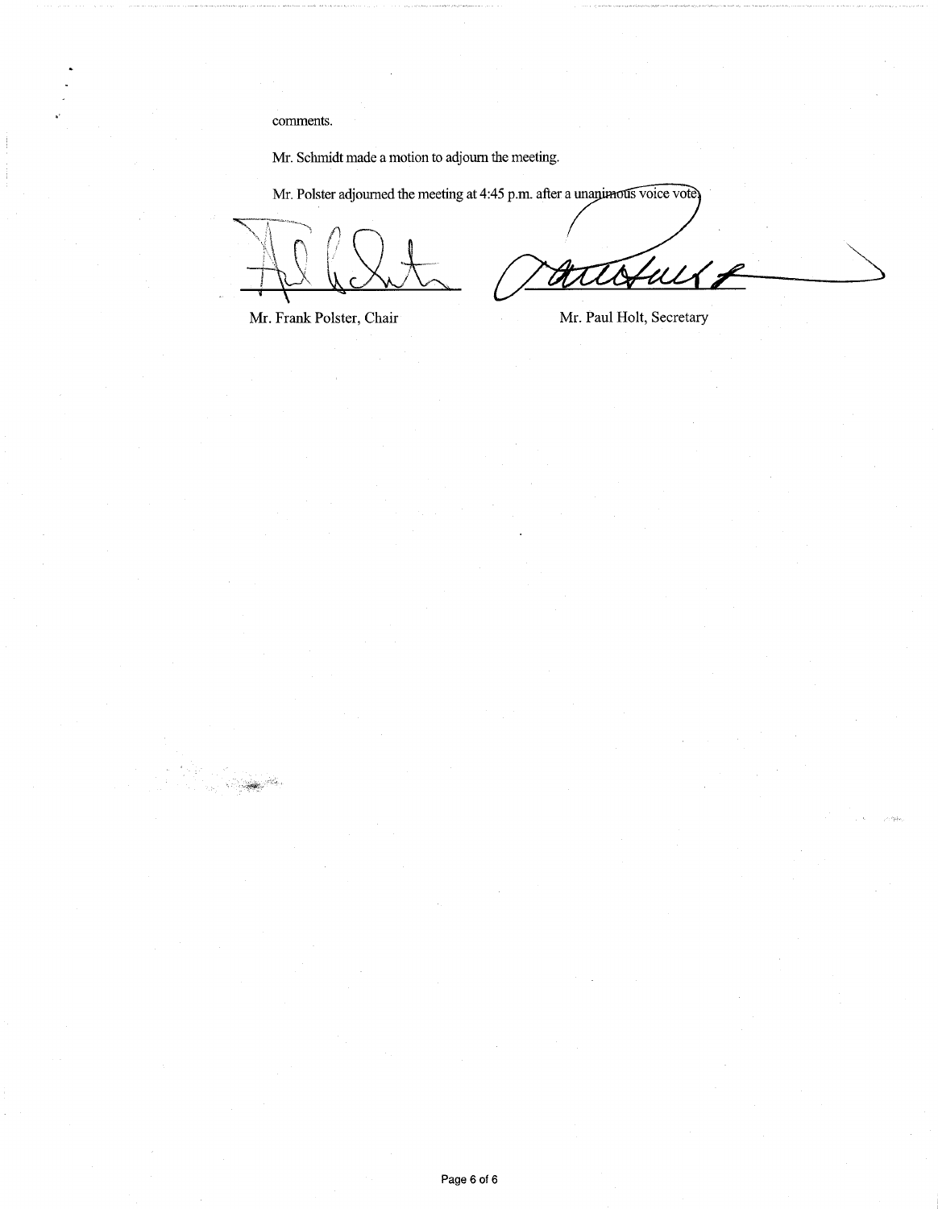comments.

Mr. Schmidt made a motion to adjourn the meeting.

Mr. Polster adjourned the meeting at 4:45 p.m. after a unanimous voice vote.

Mr. Frank Polster, Chair

Mr. Paul Holt, Secretary